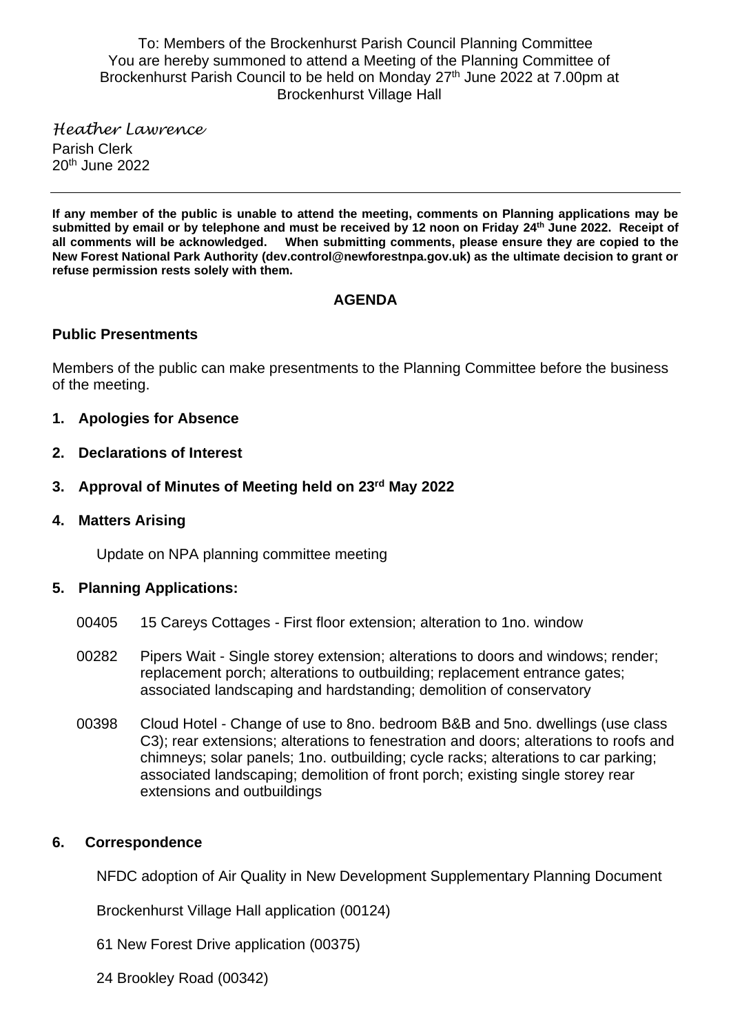To: Members of the Brockenhurst Parish Council Planning Committee
You are hereby summoned to attend a Meeting of the Planning Committee of Brockenhurst Parish Council to be held on Monday 27th June 2022 at 7.00pm at Brockenhurst Village Hall

*Heather Lawrence*
Parish Clerk
20th June 2022

---

**If any member of the public is unable to attend the meeting, comments on Planning applications may be submitted by email or by telephone and must be received by 12 noon on Friday 24th June 2022. Receipt of all comments will be acknowledged. When submitting comments, please ensure they are copied to the New Forest National Park Authority (dev.control@newforestnpa.gov.uk) as the ultimate decision to grant or refuse permission rests solely with them.**

## AGENDA

### Public Presentments

Members of the public can make presentments to the Planning Committee before the business of the meeting.

1. **Apologies for Absence**

2. **Declarations of Interest**

3. **Approval of Minutes of Meeting held on 23rd May 2022**

4. **Matters Arising**

   Update on NPA planning committee meeting

5. **Planning Applications:**

   00405 15 Careys Cottages - First floor extension; alteration to 1no. window

   00282 Pipers Wait - Single storey extension; alterations to doors and windows; render; replacement porch; alterations to outbuilding; replacement entrance gates; associated landscaping and hardstanding; demolition of conservatory

   00398 Cloud Hotel - Change of use to 8no. bedroom B&B and 5no. dwellings (use class C3); rear extensions; alterations to fenestration and doors; alterations to roofs and chimneys; solar panels; 1no. outbuilding; cycle racks; alterations to car parking; associated landscaping; demolition of front porch; existing single storey rear extensions and outbuildings

6. **Correspondence**

   NFDC adoption of Air Quality in New Development Supplementary Planning Document

   Brockenhurst Village Hall application (00124)

   61 New Forest Drive application (00375)

   24 Brookley Road (00342)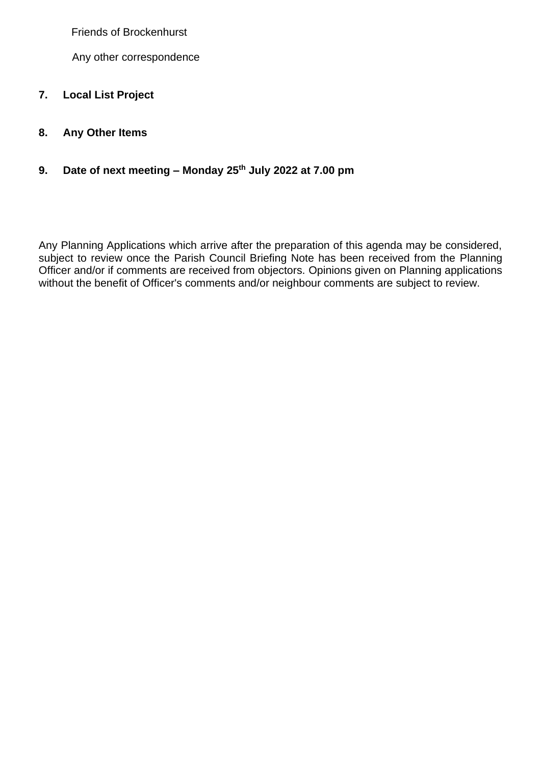Friends of Brockenhurst

Any other correspondence

**7. Local List Project**

**8. Any Other Items**

**9. Date of next meeting – Monday 25th July 2022 at 7.00 pm**

Any Planning Applications which arrive after the preparation of this agenda may be considered, subject to review once the Parish Council Briefing Note has been received from the Planning Officer and/or if comments are received from objectors. Opinions given on Planning applications without the benefit of Officer's comments and/or neighbour comments are subject to review.